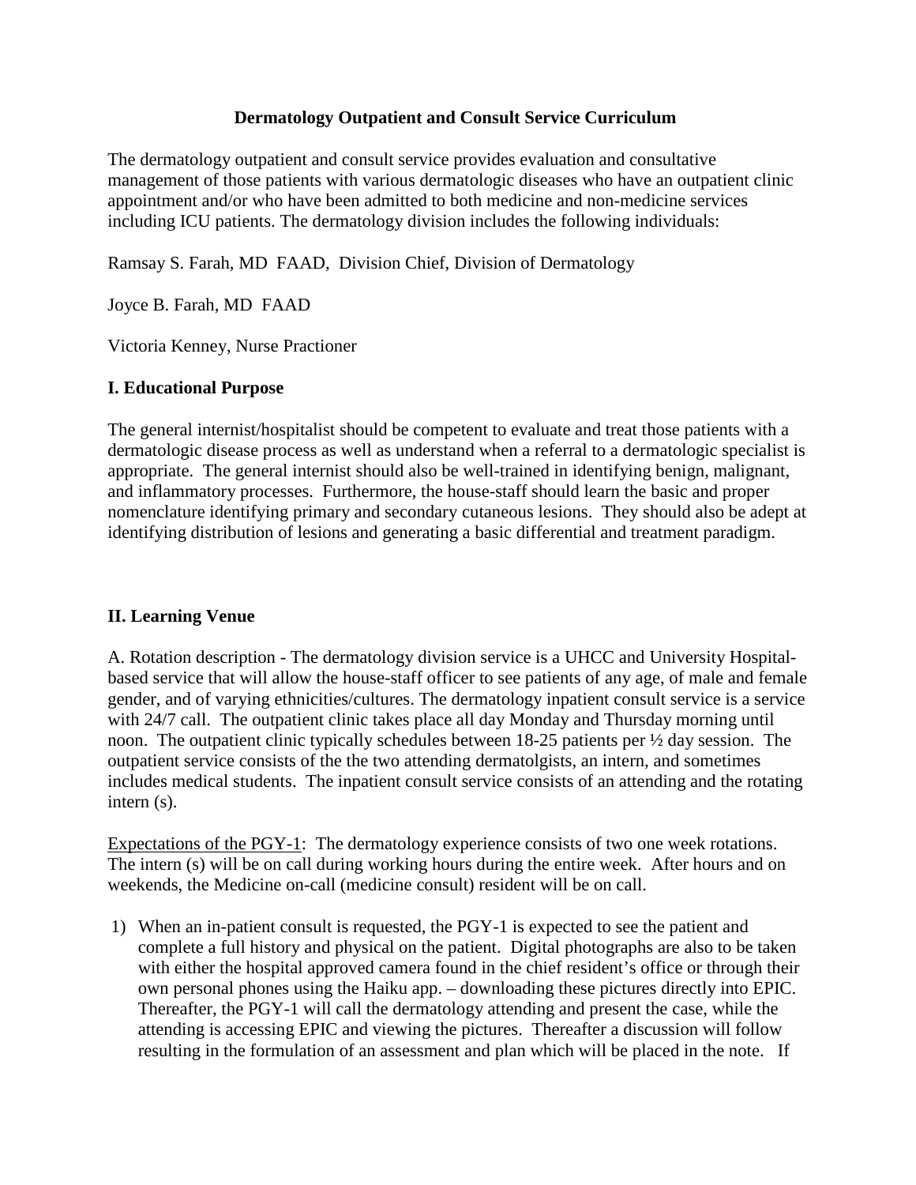# Dermatology Outpatient and Consult Service Curriculum

The dermatology outpatient and consult service provides evaluation and consultative management of those patients with various dermatologic diseases who have an outpatient clinic appointment and/or who have been admitted to both medicine and non-medicine services including ICU patients. The dermatology division includes the following individuals:

Ramsay S. Farah, MD FAAD, Division Chief, Division of Dermatology

Joyce B. Farah, MD FAAD

Victoria Kenney, Nurse Practioner

## I. Educational Purpose

The general internist/hospitalist should be competent to evaluate and treat those patients with a dermatologic disease process as well as understand when a referral to a dermatologic specialist is appropriate. The general internist should also be well-trained in identifying benign, malignant, and inflammatory processes. Furthermore, the house-staff should learn the basic and proper nomenclature identifying primary and secondary cutaneous lesions. They should also be adept at identifying distribution of lesions and generating a basic differential and treatment paradigm.

## II. Learning Venue

A. Rotation description - The dermatology division service is a UHCC and University Hospital-based service that will allow the house-staff officer to see patients of any age, of male and female gender, and of varying ethnicities/cultures. The dermatology inpatient consult service is a service with 24/7 call. The outpatient clinic takes place all day Monday and Thursday morning until noon. The outpatient clinic typically schedules between 18-25 patients per ½ day session. The outpatient service consists of the the two attending dermatolgists, an intern, and sometimes includes medical students. The inpatient consult service consists of an attending and the rotating intern (s).

<u>Expectations of the PGY-1</u>: The dermatology experience consists of two one week rotations. The intern (s) will be on call during working hours during the entire week. After hours and on weekends, the Medicine on-call (medicine consult) resident will be on call.

1) When an in-patient consult is requested, the PGY-1 is expected to see the patient and complete a full history and physical on the patient. Digital photographs are also to be taken with either the hospital approved camera found in the chief resident's office or through their own personal phones using the Haiku app. – downloading these pictures directly into EPIC. Thereafter, the PGY-1 will call the dermatology attending and present the case, while the attending is accessing EPIC and viewing the pictures. Thereafter a discussion will follow resulting in the formulation of an assessment and plan which will be placed in the note. If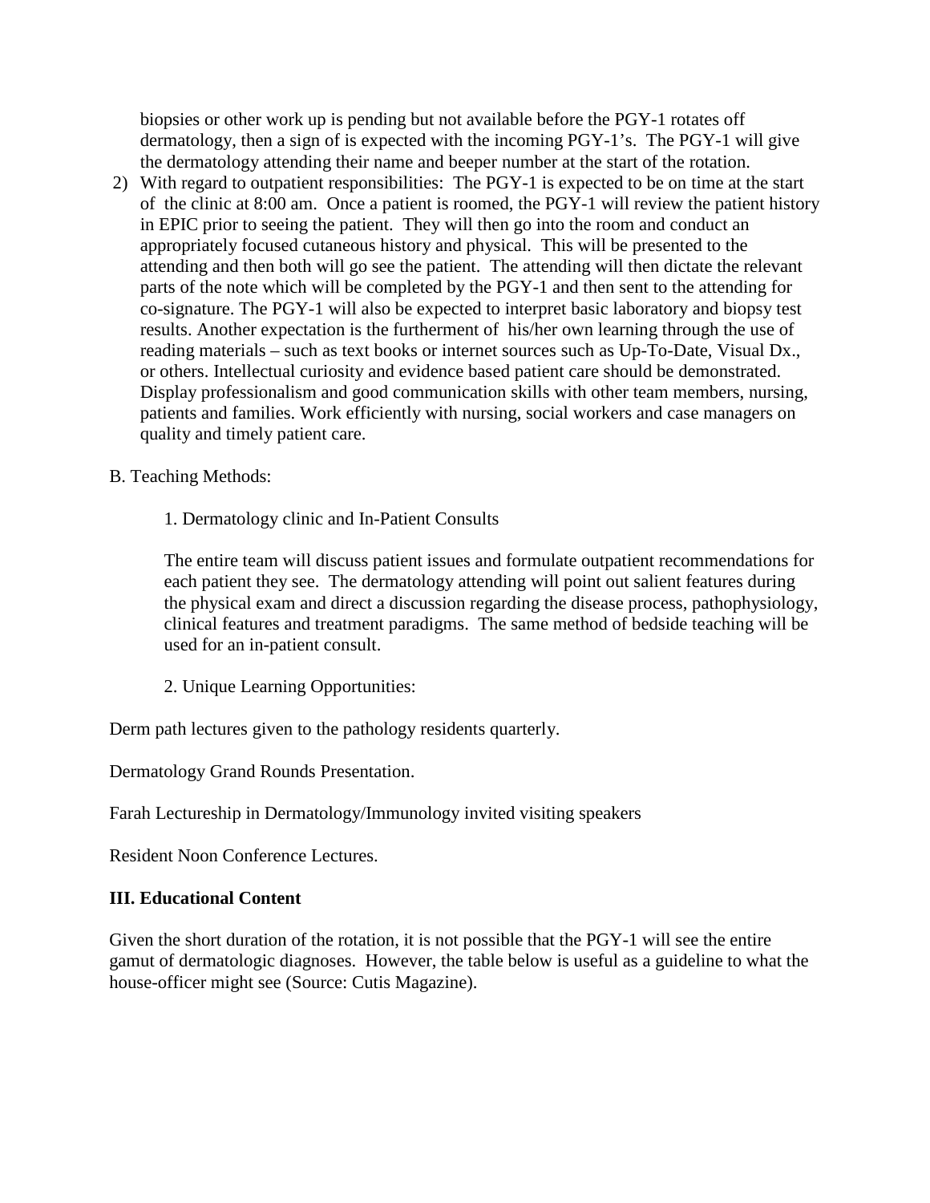biopsies or other work up is pending but not available before the PGY-1 rotates off dermatology, then a sign of is expected with the incoming PGY-1's. The PGY-1 will give the dermatology attending their name and beeper number at the start of the rotation.

2) With regard to outpatient responsibilities: The PGY-1 is expected to be on time at the start of the clinic at 8:00 am. Once a patient is roomed, the PGY-1 will review the patient history in EPIC prior to seeing the patient. They will then go into the room and conduct an appropriately focused cutaneous history and physical. This will be presented to the attending and then both will go see the patient. The attending will then dictate the relevant parts of the note which will be completed by the PGY-1 and then sent to the attending for co-signature. The PGY-1 will also be expected to interpret basic laboratory and biopsy test results. Another expectation is the furtherment of his/her own learning through the use of reading materials – such as text books or internet sources such as Up-To-Date, Visual Dx., or others. Intellectual curiosity and evidence based patient care should be demonstrated. Display professionalism and good communication skills with other team members, nursing, patients and families. Work efficiently with nursing, social workers and case managers on quality and timely patient care.

B. Teaching Methods:

1. Dermatology clinic and In-Patient Consults

The entire team will discuss patient issues and formulate outpatient recommendations for each patient they see. The dermatology attending will point out salient features during the physical exam and direct a discussion regarding the disease process, pathophysiology, clinical features and treatment paradigms. The same method of bedside teaching will be used for an in-patient consult.

2. Unique Learning Opportunities:

Derm path lectures given to the pathology residents quarterly.

Dermatology Grand Rounds Presentation.

Farah Lectureship in Dermatology/Immunology invited visiting speakers

Resident Noon Conference Lectures.

**III. Educational Content**

Given the short duration of the rotation, it is not possible that the PGY-1 will see the entire gamut of dermatologic diagnoses. However, the table below is useful as a guideline to what the house-officer might see (Source: Cutis Magazine).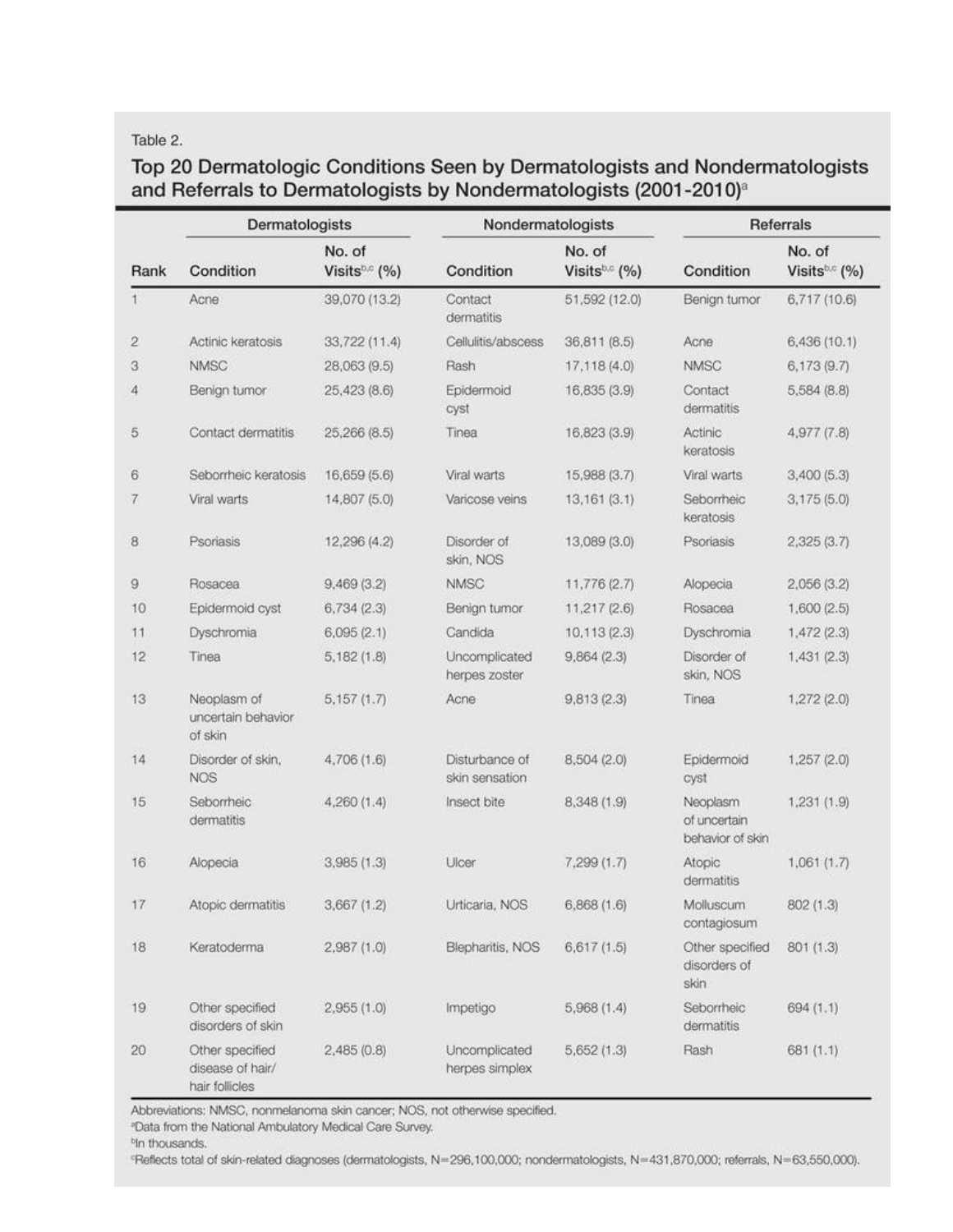Table 2.

## Top 20 Dermatologic Conditions Seen by Dermatologists and Nondermatologists and Referrals to Dermatologists by Nondermatologists (2001-2010)[a]

| | Dermatologists | | Nondermatologists | | Referrals | |
|---|---|---|---|---|---|---|
| Rank | Condition | No. of Visits[b,c] (%) | Condition | No. of Visits[b,c] (%) | Condition | No. of Visits[b,c] (%) |
| 1 | Acne | 39,070 (13.2) | Contact dermatitis | 51,592 (12.0) | Benign tumor | 6,717 (10.6) |
| 2 | Actinic keratosis | 33,722 (11.4) | Cellulitis/abscess | 36,811 (8.5) | Acne | 6,436 (10.1) |
| 3 | NMSC | 28,063 (9.5) | Rash | 17,118 (4.0) | NMSC | 6,173 (9.7) |
| 4 | Benign tumor | 25,423 (8.6) | Epidermoid cyst | 16,835 (3.9) | Contact dermatitis | 5,584 (8.8) |
| 5 | Contact dermatitis | 25,266 (8.5) | Tinea | 16,823 (3.9) | Actinic keratosis | 4,977 (7.8) |
| 6 | Seborrheic keratosis | 16,659 (5.6) | Viral warts | 15,988 (3.7) | Viral warts | 3,400 (5.3) |
| 7 | Viral warts | 14,807 (5.0) | Varicose veins | 13,161 (3.1) | Seborrheic keratosis | 3,175 (5.0) |
| 8 | Psoriasis | 12,296 (4.2) | Disorder of skin, NOS | 13,089 (3.0) | Psoriasis | 2,325 (3.7) |
| 9 | Rosacea | 9,469 (3.2) | NMSC | 11,776 (2.7) | Alopecia | 2,056 (3.2) |
| 10 | Epidermoid cyst | 6,734 (2.3) | Benign tumor | 11,217 (2.6) | Rosacea | 1,600 (2.5) |
| 11 | Dyschromia | 6,095 (2.1) | Candida | 10,113 (2.3) | Dyschromia | 1,472 (2.3) |
| 12 | Tinea | 5,182 (1.8) | Uncomplicated herpes zoster | 9,864 (2.3) | Disorder of skin, NOS | 1,431 (2.3) |
| 13 | Neoplasm of uncertain behavior of skin | 5,157 (1.7) | Acne | 9,813 (2.3) | Tinea | 1,272 (2.0) |
| 14 | Disorder of skin, NOS | 4,706 (1.6) | Disturbance of skin sensation | 8,504 (2.0) | Epidermoid cyst | 1,257 (2.0) |
| 15 | Seborrheic dermatitis | 4,260 (1.4) | Insect bite | 8,348 (1.9) | Neoplasm of uncertain behavior of skin | 1,231 (1.9) |
| 16 | Alopecia | 3,985 (1.3) | Ulcer | 7,299 (1.7) | Atopic dermatitis | 1,061 (1.7) |
| 17 | Atopic dermatitis | 3,667 (1.2) | Urticaria, NOS | 6,868 (1.6) | Molluscum contagiosum | 802 (1.3) |
| 18 | Keratoderma | 2,987 (1.0) | Blepharitis, NOS | 6,617 (1.5) | Other specified disorders of skin | 801 (1.3) |
| 19 | Other specified disorders of skin | 2,955 (1.0) | Impetigo | 5,968 (1.4) | Seborrheic dermatitis | 694 (1.1) |
| 20 | Other specified disease of hair/hair follicles | 2,485 (0.8) | Uncomplicated herpes simplex | 5,652 (1.3) | Rash | 681 (1.1) |

Abbreviations: NMSC, nonmelanoma skin cancer; NOS, not otherwise specified.

[a]Data from the National Ambulatory Medical Care Survey.

[b]In thousands.

[c]Reflects total of skin-related diagnoses (dermatologists, N=296,100,000; nondermatologists, N=431,870,000; referrals, N=63,550,000).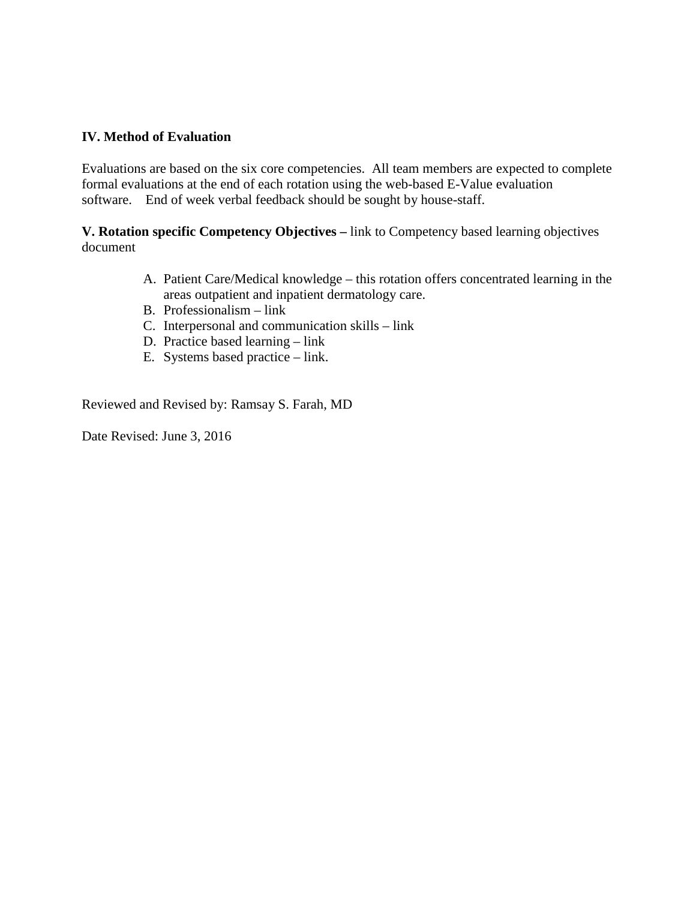### IV. Method of Evaluation

Evaluations are based on the six core competencies. All team members are expected to complete formal evaluations at the end of each rotation using the web-based E-Value evaluation software. End of week verbal feedback should be sought by house-staff.

**V. Rotation specific Competency Objectives –** link to Competency based learning objectives document

A. Patient Care/Medical knowledge – this rotation offers concentrated learning in the areas outpatient and inpatient dermatology care.
B. Professionalism – link
C. Interpersonal and communication skills – link
D. Practice based learning – link
E. Systems based practice – link.

Reviewed and Revised by: Ramsay S. Farah, MD

Date Revised: June 3, 2016